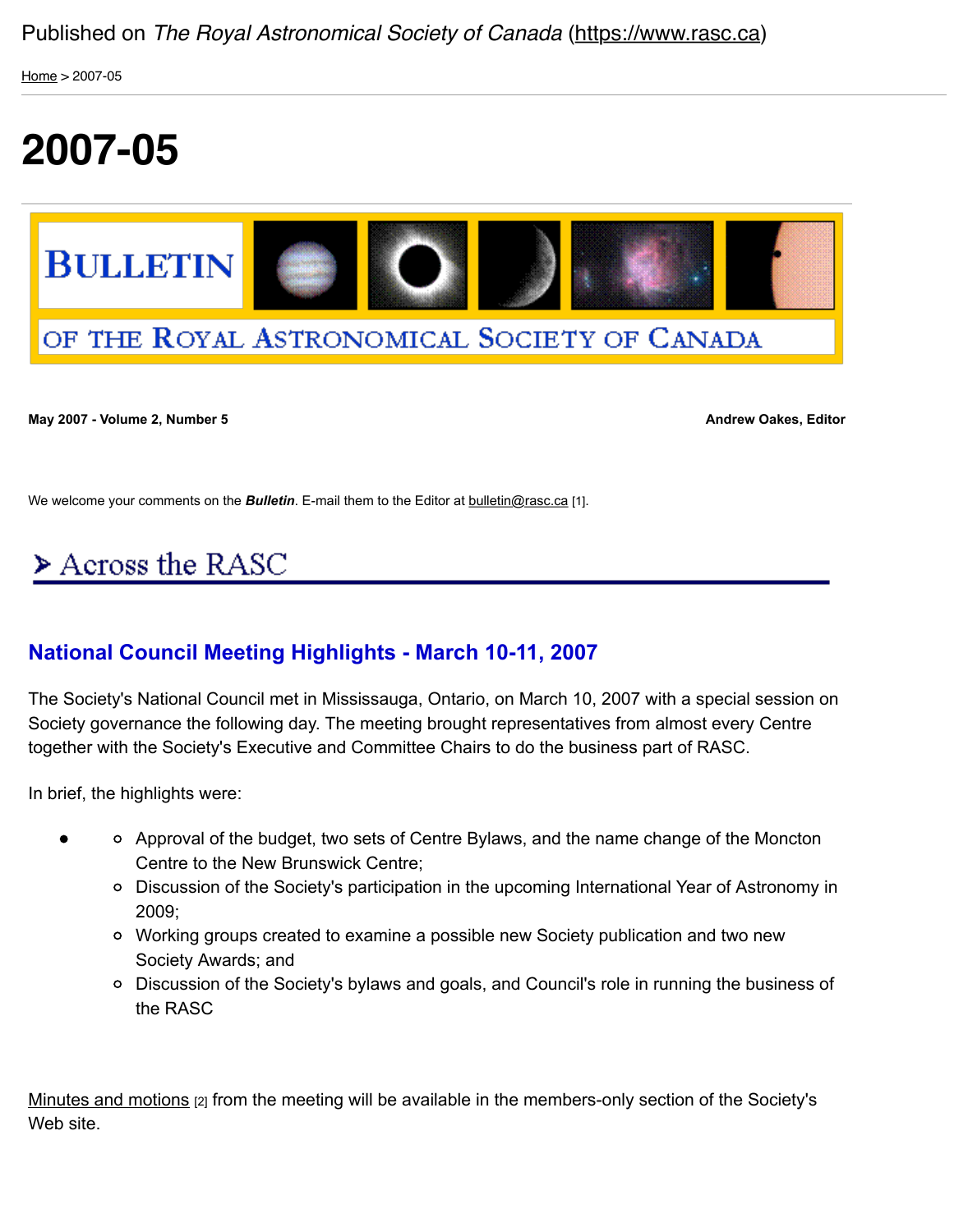Published on *The Royal Astronomical Society of Canada* (https://www.rasc.ca)

Home > 2007-05

# 2007-05

BULLETIN OF THE ROYAL ASTRONOMICAL SOCIETY OF CANADA

**May 2007 - Volume 2, Number 5**

**Andrew Oakes, Editor**

We welcome your comments on the ***Bulletin***. E-mail them to the Editor at bulletin@rasc.ca [1].

## Across the RASC

### National Council Meeting Highlights - March 10-11, 2007

The Society's National Council met in Mississauga, Ontario, on March 10, 2007 with a special session on Society governance the following day. The meeting brought representatives from almost every Centre together with the Society's Executive and Committee Chairs to do the business part of RASC.

In brief, the highlights were:

- - Approval of the budget, two sets of Centre Bylaws, and the name change of the Moncton Centre to the New Brunswick Centre;
  - Discussion of the Society's participation in the upcoming International Year of Astronomy in 2009;
  - Working groups created to examine a possible new Society publication and two new Society Awards; and
  - Discussion of the Society's bylaws and goals, and Council's role in running the business of the RASC

Minutes and motions [2] from the meeting will be available in the members-only section of the Society's Web site.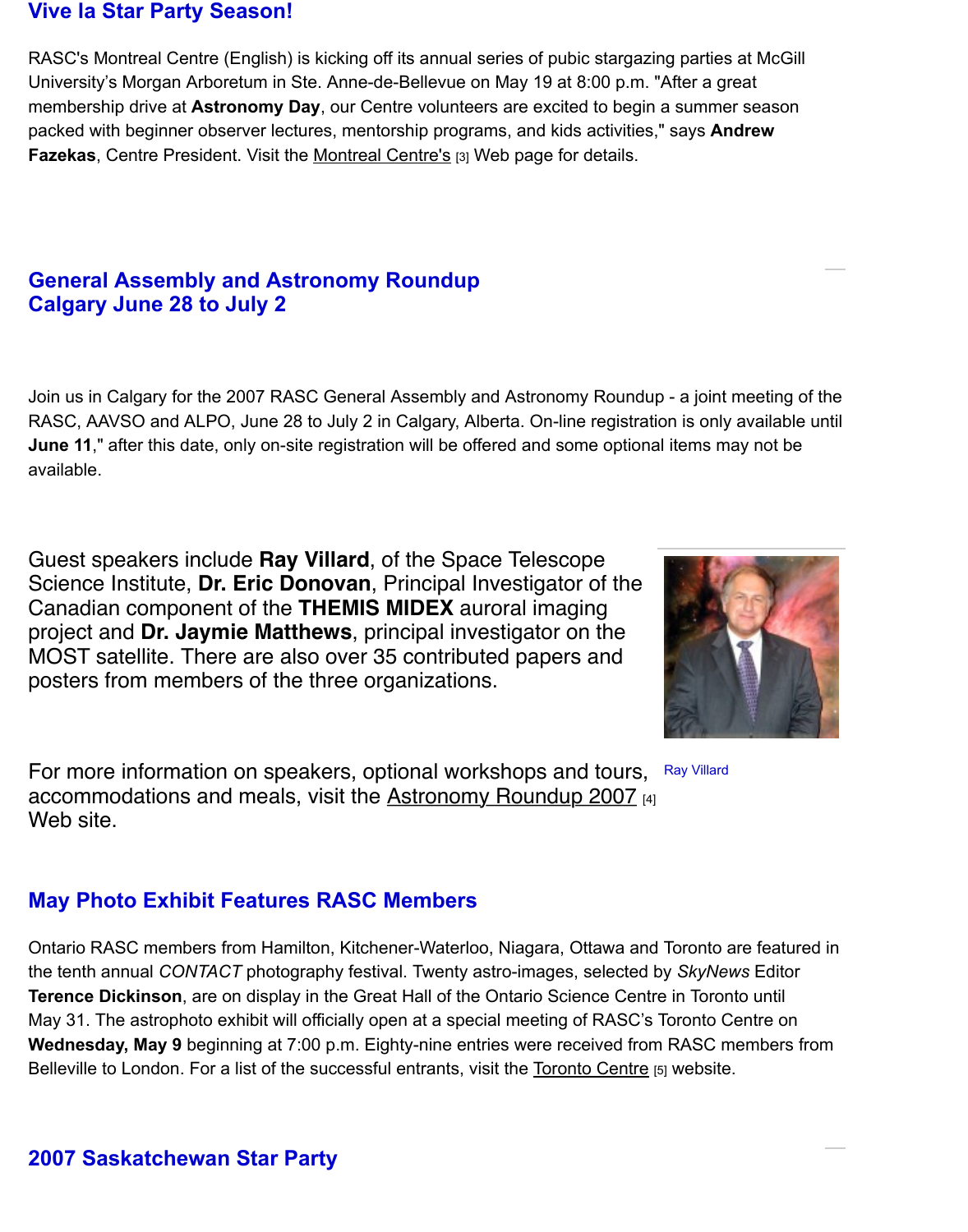## Vive la Star Party Season!

RASC's Montreal Centre (English) is kicking off its annual series of pubic stargazing parties at McGill University's Morgan Arboretum in Ste. Anne-de-Bellevue on May 19 at 8:00 p.m. "After a great membership drive at **Astronomy Day**, our Centre volunteers are excited to begin a summer season packed with beginner observer lectures, mentorship programs, and kids activities," says **Andrew Fazekas**, Centre President. Visit the Montreal Centre's [3] Web page for details.

## General Assembly and Astronomy Roundup
## Calgary June 28 to July 2

Join us in Calgary for the 2007 RASC General Assembly and Astronomy Roundup - a joint meeting of the RASC, AAVSO and ALPO, June 28 to July 2 in Calgary, Alberta. On-line registration is only available until **June 11**," after this date, only on-site registration will be offered and some optional items may not be available.

Guest speakers include **Ray Villard**, of the Space Telescope Science Institute, **Dr. Eric Donovan**, Principal Investigator of the Canadian component of the **THEMIS MIDEX** auroral imaging project and **Dr. Jaymie Matthews**, principal investigator on the MOST satellite. There are also over 35 contributed papers and posters from members of the three organizations.

Ray Villard

For more information on speakers, optional workshops and tours, accommodations and meals, visit the Astronomy Roundup 2007 [4] Web site.

## May Photo Exhibit Features RASC Members

Ontario RASC members from Hamilton, Kitchener-Waterloo, Niagara, Ottawa and Toronto are featured in the tenth annual *CONTACT* photography festival. Twenty astro-images, selected by *SkyNews* Editor **Terence Dickinson**, are on display in the Great Hall of the Ontario Science Centre in Toronto until May 31. The astrophoto exhibit will officially open at a special meeting of RASC's Toronto Centre on **Wednesday, May 9** beginning at 7:00 p.m. Eighty-nine entries were received from RASC members from Belleville to London. For a list of the successful entrants, visit the Toronto Centre [5] website.

## 2007 Saskatchewan Star Party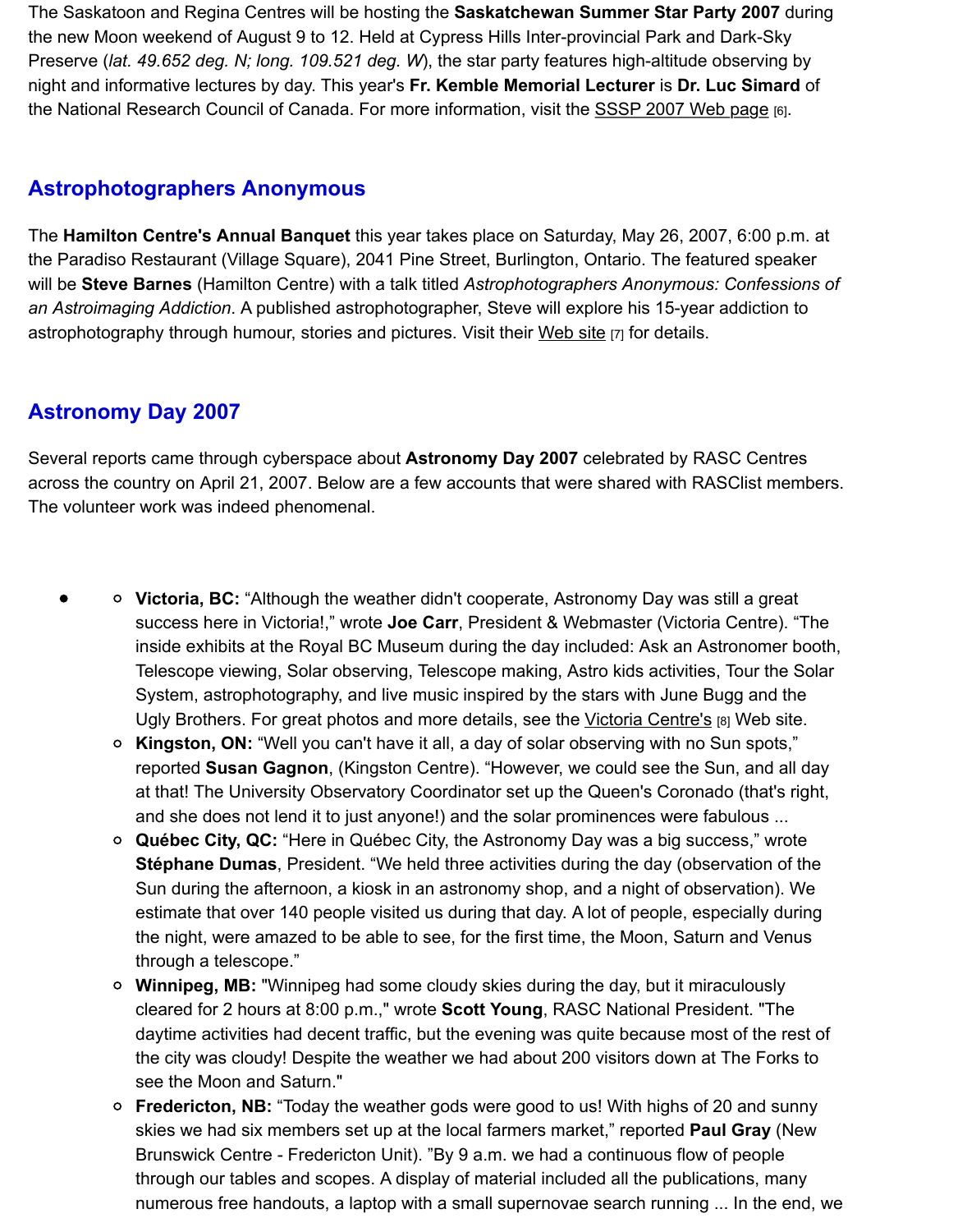The Saskatoon and Regina Centres will be hosting the **Saskatchewan Summer Star Party 2007** during the new Moon weekend of August 9 to 12. Held at Cypress Hills Inter-provincial Park and Dark-Sky Preserve (*lat. 49.652 deg. N; long. 109.521 deg. W*), the star party features high-altitude observing by night and informative lectures by day. This year's **Fr. Kemble Memorial Lecturer** is **Dr. Luc Simard** of the National Research Council of Canada. For more information, visit the SSSP 2007 Web page [6].

## Astrophotographers Anonymous

The **Hamilton Centre's Annual Banquet** this year takes place on Saturday, May 26, 2007, 6:00 p.m. at the Paradiso Restaurant (Village Square), 2041 Pine Street, Burlington, Ontario. The featured speaker will be **Steve Barnes** (Hamilton Centre) with a talk titled *Astrophotographers Anonymous: Confessions of an Astroimaging Addiction*. A published astrophotographer, Steve will explore his 15-year addiction to astrophotography through humour, stories and pictures. Visit their Web site [7] for details.

## Astronomy Day 2007

Several reports came through cyberspace about **Astronomy Day 2007** celebrated by RASC Centres across the country on April 21, 2007. Below are a few accounts that were shared with RASClist members. The volunteer work was indeed phenomenal.

- **Victoria, BC:** “Although the weather didn't cooperate, Astronomy Day was still a great success here in Victoria!,” wrote **Joe Carr**, President & Webmaster (Victoria Centre). “The inside exhibits at the Royal BC Museum during the day included: Ask an Astronomer booth, Telescope viewing, Solar observing, Telescope making, Astro kids activities, Tour the Solar System, astrophotography, and live music inspired by the stars with June Bugg and the Ugly Brothers. For great photos and more details, see the Victoria Centre's [8] Web site.
- **Kingston, ON:** “Well you can't have it all, a day of solar observing with no Sun spots,” reported **Susan Gagnon**, (Kingston Centre). “However, we could see the Sun, and all day at that! The University Observatory Coordinator set up the Queen's Coronado (that's right, and she does not lend it to just anyone!) and the solar prominences were fabulous ...
- **Québec City, QC:** “Here in Québec City, the Astronomy Day was a big success,” wrote **Stéphane Dumas**, President. “We held three activities during the day (observation of the Sun during the afternoon, a kiosk in an astronomy shop, and a night of observation). We estimate that over 140 people visited us during that day. A lot of people, especially during the night, were amazed to be able to see, for the first time, the Moon, Saturn and Venus through a telescope.”
- **Winnipeg, MB:** "Winnipeg had some cloudy skies during the day, but it miraculously cleared for 2 hours at 8:00 p.m.," wrote **Scott Young**, RASC National President. "The daytime activities had decent traffic, but the evening was quite because most of the rest of the city was cloudy! Despite the weather we had about 200 visitors down at The Forks to see the Moon and Saturn."
- **Fredericton, NB:** “Today the weather gods were good to us! With highs of 20 and sunny skies we had six members set up at the local farmers market,” reported **Paul Gray** (New Brunswick Centre - Fredericton Unit). ”By 9 a.m. we had a continuous flow of people through our tables and scopes. A display of material included all the publications, many numerous free handouts, a laptop with a small supernovae search running ... In the end, we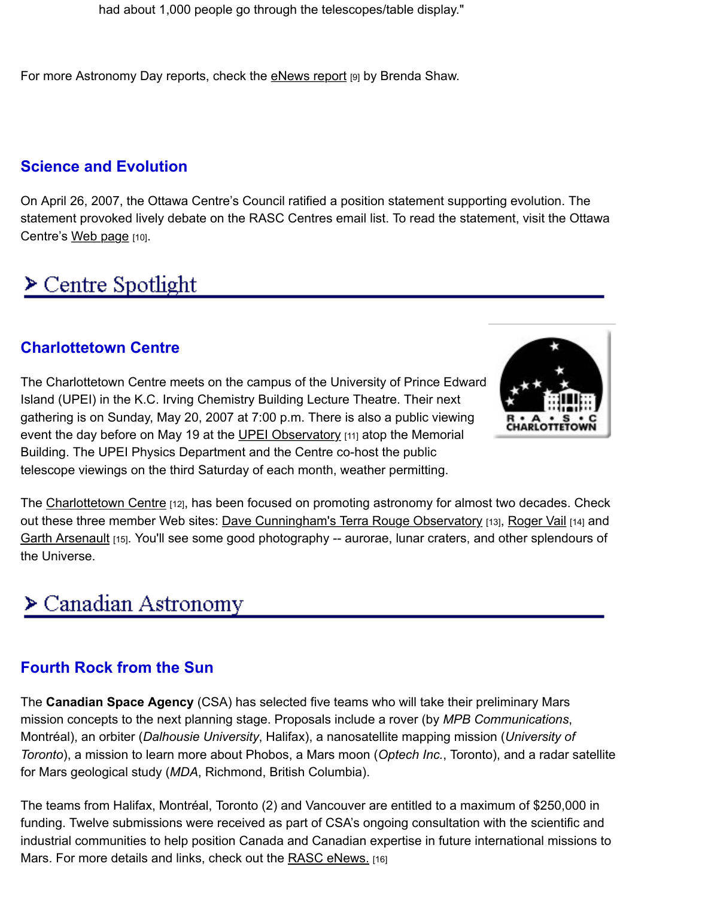had about 1,000 people go through the telescopes/table display."

For more Astronomy Day reports, check the eNews report [9] by Brenda Shaw.

### Science and Evolution

On April 26, 2007, the Ottawa Centre's Council ratified a position statement supporting evolution. The statement provoked lively debate on the RASC Centres email list. To read the statement, visit the Ottawa Centre's Web page [10].

## Centre Spotlight

### Charlottetown Centre

The Charlottetown Centre meets on the campus of the University of Prince Edward Island (UPEI) in the K.C. Irving Chemistry Building Lecture Theatre. Their next gathering is on Sunday, May 20, 2007 at 7:00 p.m. There is also a public viewing event the day before on May 19 at the UPEI Observatory [11] atop the Memorial Building. The UPEI Physics Department and the Centre co-host the public telescope viewings on the third Saturday of each month, weather permitting.

The Charlottetown Centre [12], has been focused on promoting astronomy for almost two decades. Check out these three member Web sites: Dave Cunningham's Terra Rouge Observatory [13], Roger Vail [14] and Garth Arsenault [15]. You'll see some good photography -- aurorae, lunar craters, and other splendours of the Universe.

## Canadian Astronomy

### Fourth Rock from the Sun

The **Canadian Space Agency** (CSA) has selected five teams who will take their preliminary Mars mission concepts to the next planning stage. Proposals include a rover (by *MPB Communications*, Montréal), an orbiter (*Dalhousie University*, Halifax), a nanosatellite mapping mission (*University of Toronto*), a mission to learn more about Phobos, a Mars moon (*Optech Inc.*, Toronto), and a radar satellite for Mars geological study (*MDA*, Richmond, British Columbia).

The teams from Halifax, Montréal, Toronto (2) and Vancouver are entitled to a maximum of $250,000 in funding. Twelve submissions were received as part of CSA's ongoing consultation with the scientific and industrial communities to help position Canada and Canadian expertise in future international missions to Mars. For more details and links, check out the RASC eNews. [16]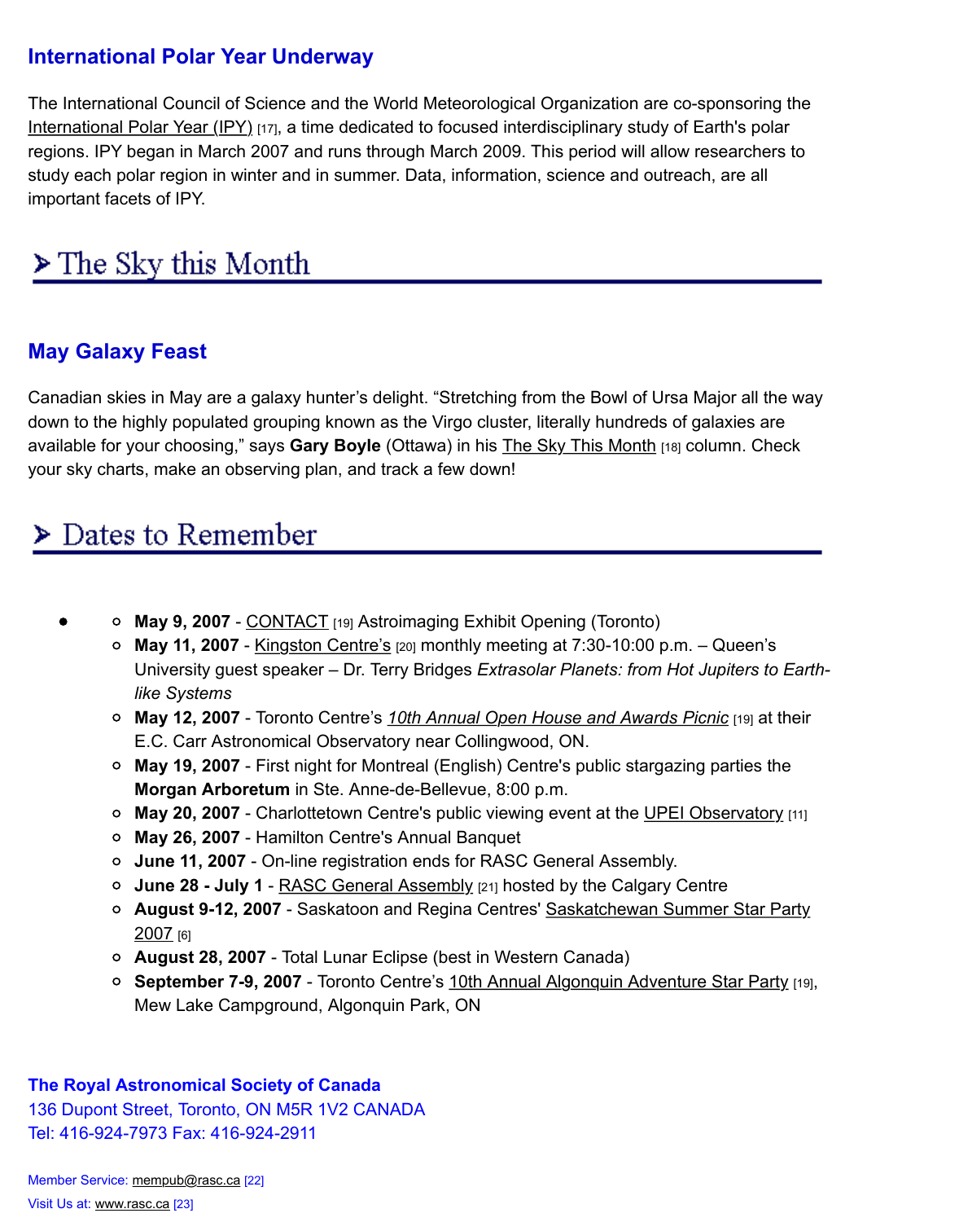## International Polar Year Underway

The International Council of Science and the World Meteorological Organization are co-sponsoring the International Polar Year (IPY) [17], a time dedicated to focused interdisciplinary study of Earth's polar regions. IPY began in March 2007 and runs through March 2009. This period will allow researchers to study each polar region in winter and in summer. Data, information, science and outreach, are all important facets of IPY.

# > The Sky this Month

## May Galaxy Feast

Canadian skies in May are a galaxy hunter's delight. "Stretching from the Bowl of Ursa Major all the way down to the highly populated grouping known as the Virgo cluster, literally hundreds of galaxies are available for your choosing," says **Gary Boyle** (Ottawa) in his The Sky This Month [18] column. Check your sky charts, make an observing plan, and track a few down!

# > Dates to Remember

- **May 9, 2007** - CONTACT [19] Astroimaging Exhibit Opening (Toronto)
- **May 11, 2007** - Kingston Centre's [20] monthly meeting at 7:30-10:00 p.m. – Queen's University guest speaker – Dr. Terry Bridges *Extrasolar Planets: from Hot Jupiters to Earth-like Systems*
- **May 12, 2007** - Toronto Centre's *10th Annual Open House and Awards Picnic* [19] at their E.C. Carr Astronomical Observatory near Collingwood, ON.
- **May 19, 2007** - First night for Montreal (English) Centre's public stargazing parties the **Morgan Arboretum** in Ste. Anne-de-Bellevue, 8:00 p.m.
- **May 20, 2007** - Charlottetown Centre's public viewing event at the UPEI Observatory [11]
- **May 26, 2007** - Hamilton Centre's Annual Banquet
- **June 11, 2007** - On-line registration ends for RASC General Assembly.
- **June 28 - July 1** - RASC General Assembly [21] hosted by the Calgary Centre
- **August 9-12, 2007** - Saskatoon and Regina Centres' Saskatchewan Summer Star Party 2007 [6]
- **August 28, 2007** - Total Lunar Eclipse (best in Western Canada)
- **September 7-9, 2007** - Toronto Centre's 10th Annual Algonquin Adventure Star Party [19], Mew Lake Campground, Algonquin Park, ON

**The Royal Astronomical Society of Canada**
136 Dupont Street, Toronto, ON M5R 1V2 CANADA
Tel: 416-924-7973 Fax: 416-924-2911

Member Service: mempub@rasc.ca [22]
Visit Us at: www.rasc.ca [23]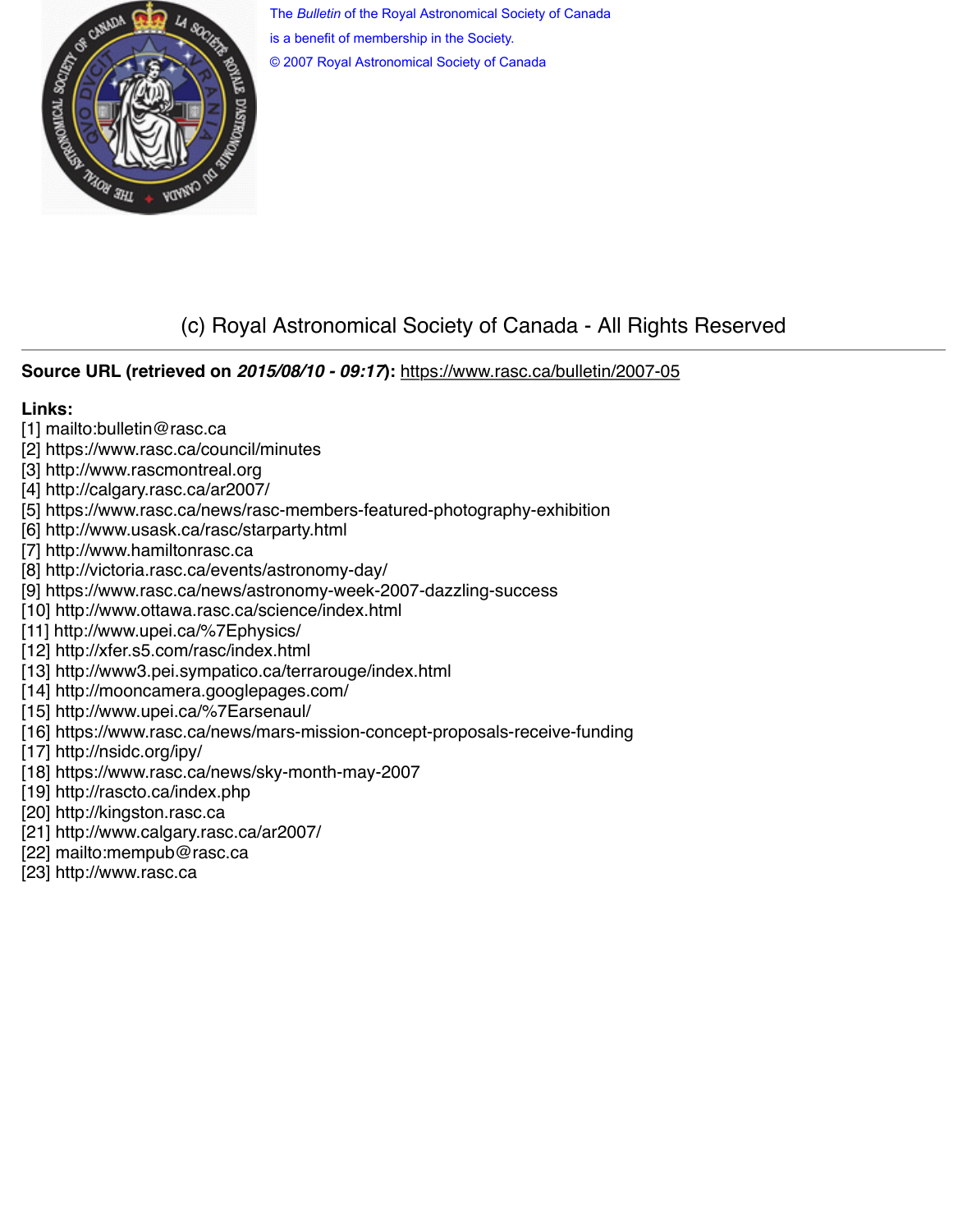The *Bulletin* of the Royal Astronomical Society of Canada

is a benefit of membership in the Society.

© 2007 Royal Astronomical Society of Canada

(c) Royal Astronomical Society of Canada - All Rights Reserved

---

**Source URL (retrieved on *2015/08/10 - 09:17*):** https://www.rasc.ca/bulletin/2007-05

**Links:**
[1] mailto:bulletin@rasc.ca
[2] https://www.rasc.ca/council/minutes
[3] http://www.rascmontreal.org
[4] http://calgary.rasc.ca/ar2007/
[5] https://www.rasc.ca/news/rasc-members-featured-photography-exhibition
[6] http://www.usask.ca/rasc/starparty.html
[7] http://www.hamiltonrasc.ca
[8] http://victoria.rasc.ca/events/astronomy-day/
[9] https://www.rasc.ca/news/astronomy-week-2007-dazzling-success
[10] http://www.ottawa.rasc.ca/science/index.html
[11] http://www.upei.ca/%7Ephysics/
[12] http://xfer.s5.com/rasc/index.html
[13] http://www3.pei.sympatico.ca/terrarouge/index.html
[14] http://mooncamera.googlepages.com/
[15] http://www.upei.ca/%7Earsenaul/
[16] https://www.rasc.ca/news/mars-mission-concept-proposals-receive-funding
[17] http://nsidc.org/ipy/
[18] https://www.rasc.ca/news/sky-month-may-2007
[19] http://rascto.ca/index.php
[20] http://kingston.rasc.ca
[21] http://www.calgary.rasc.ca/ar2007/
[22] mailto:mempub@rasc.ca
[23] http://www.rasc.ca